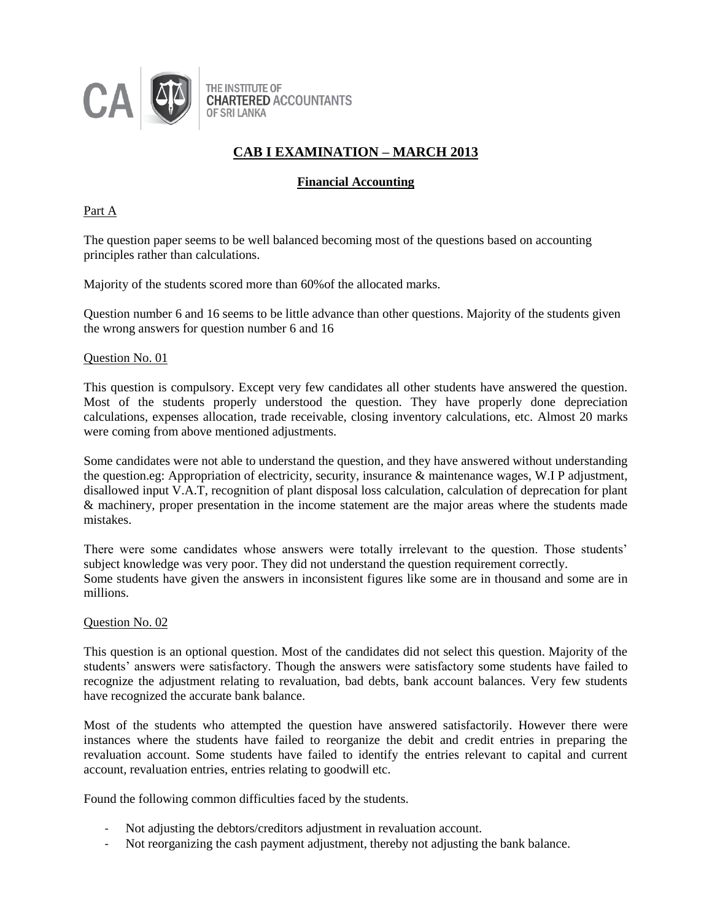CA | THE INSTITUTE OF CHARTERED ACCOUNTANTS OF SRI LANKA

# CAB I EXAMINATION – MARCH 2013

## Financial Accounting

Part A

The question paper seems to be well balanced becoming most of the questions based on accounting principles rather than calculations.

Majority of the students scored more than 60%of the allocated marks.

Question number 6 and 16 seems to be little advance than other questions. Majority of the students given the wrong answers for question number 6 and 16

Question No. 01

This question is compulsory. Except very few candidates all other students have answered the question. Most of the students properly understood the question. They have properly done depreciation calculations, expenses allocation, trade receivable, closing inventory calculations, etc. Almost 20 marks were coming from above mentioned adjustments.

Some candidates were not able to understand the question, and they have answered without understanding the question.eg: Appropriation of electricity, security, insurance & maintenance wages, W.I P adjustment, disallowed input V.A.T, recognition of plant disposal loss calculation, calculation of deprecation for plant & machinery, proper presentation in the income statement are the major areas where the students made mistakes.

There were some candidates whose answers were totally irrelevant to the question. Those students' subject knowledge was very poor. They did not understand the question requirement correctly.
Some students have given the answers in inconsistent figures like some are in thousand and some are in millions.

Question No. 02

This question is an optional question. Most of the candidates did not select this question. Majority of the students' answers were satisfactory. Though the answers were satisfactory some students have failed to recognize the adjustment relating to revaluation, bad debts, bank account balances. Very few students have recognized the accurate bank balance.

Most of the students who attempted the question have answered satisfactorily. However there were instances where the students have failed to reorganize the debit and credit entries in preparing the revaluation account. Some students have failed to identify the entries relevant to capital and current account, revaluation entries, entries relating to goodwill etc.

Found the following common difficulties faced by the students.

- Not adjusting the debtors/creditors adjustment in revaluation account.
- Not reorganizing the cash payment adjustment, thereby not adjusting the bank balance.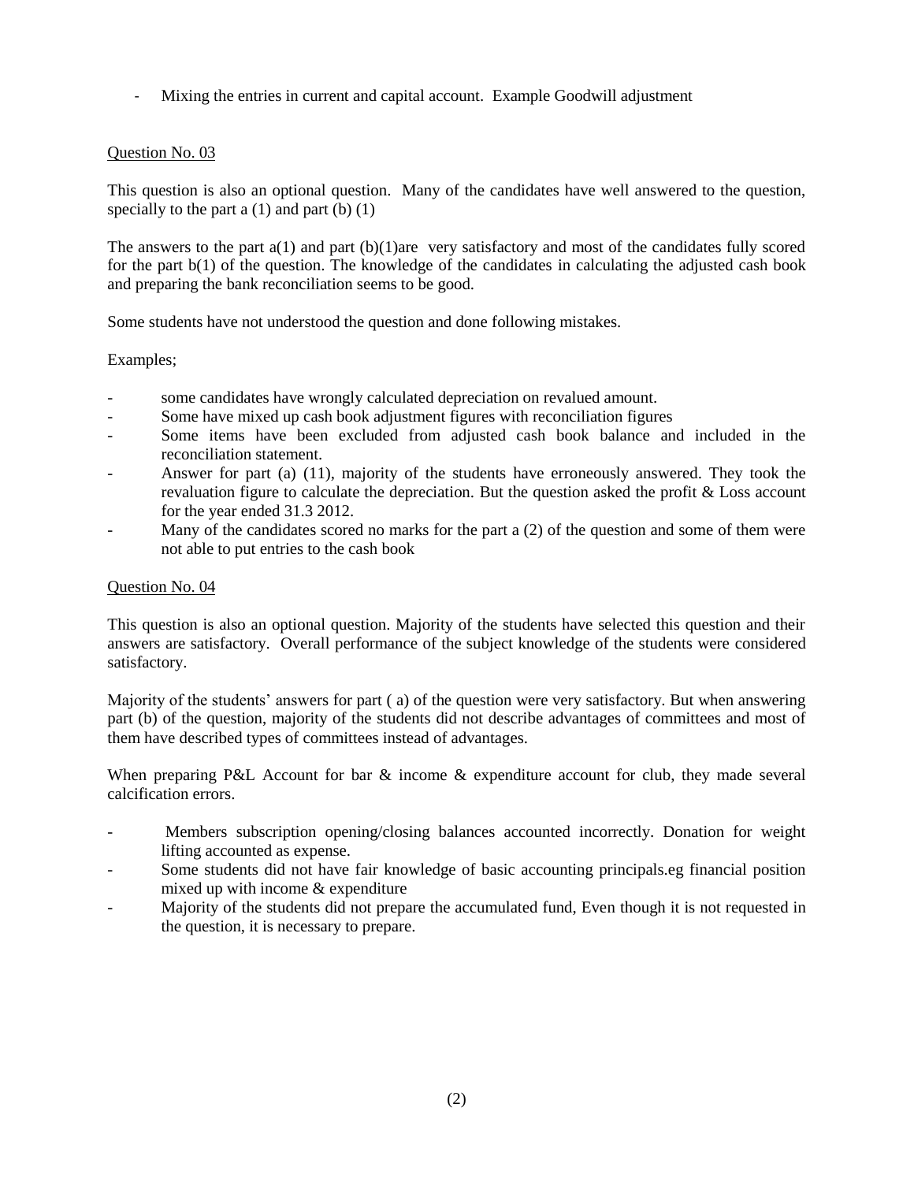- Mixing the entries in current and capital account. Example Goodwill adjustment

Question No. 03

This question is also an optional question. Many of the candidates have well answered to the question, specially to the part a (1) and part (b) (1)

The answers to the part a(1) and part (b)(1)are very satisfactory and most of the candidates fully scored for the part b(1) of the question. The knowledge of the candidates in calculating the adjusted cash book and preparing the bank reconciliation seems to be good.

Some students have not understood the question and done following mistakes.

Examples;

- some candidates have wrongly calculated depreciation on revalued amount.
- Some have mixed up cash book adjustment figures with reconciliation figures
- Some items have been excluded from adjusted cash book balance and included in the reconciliation statement.
- Answer for part (a) (11), majority of the students have erroneously answered. They took the revaluation figure to calculate the depreciation. But the question asked the profit & Loss account for the year ended 31.3 2012.
- Many of the candidates scored no marks for the part a (2) of the question and some of them were not able to put entries to the cash book

Question No. 04

This question is also an optional question. Majority of the students have selected this question and their answers are satisfactory. Overall performance of the subject knowledge of the students were considered satisfactory.

Majority of the students' answers for part ( a) of the question were very satisfactory. But when answering part (b) of the question, majority of the students did not describe advantages of committees and most of them have described types of committees instead of advantages.

When preparing P&L Account for bar & income & expenditure account for club, they made several calcification errors.

- Members subscription opening/closing balances accounted incorrectly. Donation for weight lifting accounted as expense.
- Some students did not have fair knowledge of basic accounting principals.eg financial position mixed up with income & expenditure
- Majority of the students did not prepare the accumulated fund, Even though it is not requested in the question, it is necessary to prepare.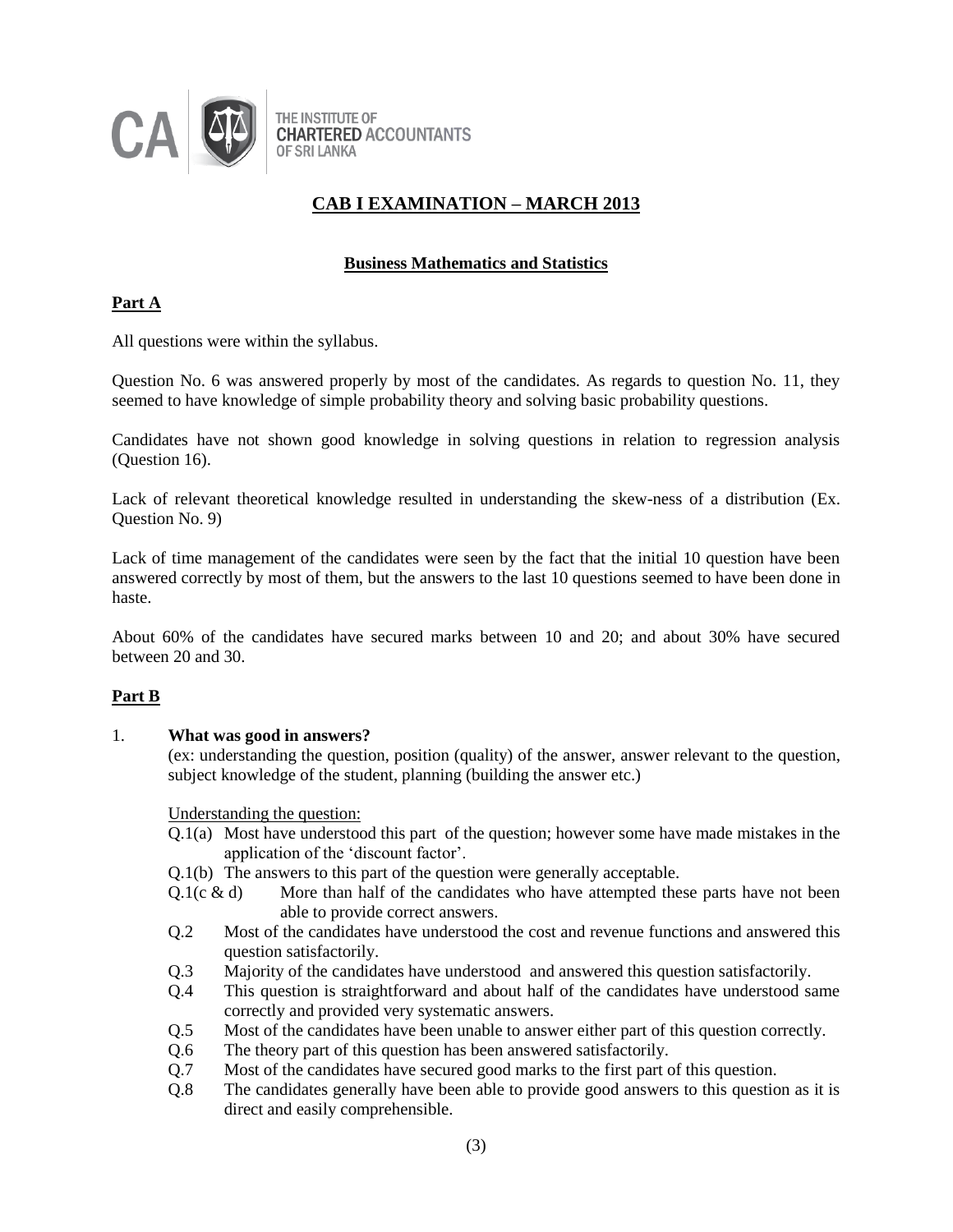# CAB I EXAMINATION – MARCH 2013

## Business Mathematics and Statistics

### Part A

All questions were within the syllabus.

Question No. 6 was answered properly by most of the candidates. As regards to question No. 11, they seemed to have knowledge of simple probability theory and solving basic probability questions.

Candidates have not shown good knowledge in solving questions in relation to regression analysis (Question 16).

Lack of relevant theoretical knowledge resulted in understanding the skew-ness of a distribution (Ex. Question No. 9)

Lack of time management of the candidates were seen by the fact that the initial 10 question have been answered correctly by most of them, but the answers to the last 10 questions seemed to have been done in haste.

About 60% of the candidates have secured marks between 10 and 20; and about 30% have secured between 20 and 30.

### Part B

1. **What was good in answers?**

   (ex: understanding the question, position (quality) of the answer, answer relevant to the question, subject knowledge of the student, planning (building the answer etc.)

   Understanding the question:

   - Q.1(a) Most have understood this part of the question; however some have made mistakes in the application of the 'discount factor'.
   - Q.1(b) The answers to this part of the question were generally acceptable.
   - Q.1(c & d) More than half of the candidates who have attempted these parts have not been able to provide correct answers.
   - Q.2 Most of the candidates have understood the cost and revenue functions and answered this question satisfactorily.
   - Q.3 Majority of the candidates have understood and answered this question satisfactorily.
   - Q.4 This question is straightforward and about half of the candidates have understood same correctly and provided very systematic answers.
   - Q.5 Most of the candidates have been unable to answer either part of this question correctly.
   - Q.6 The theory part of this question has been answered satisfactorily.
   - Q.7 Most of the candidates have secured good marks to the first part of this question.
   - Q.8 The candidates generally have been able to provide good answers to this question as it is direct and easily comprehensible.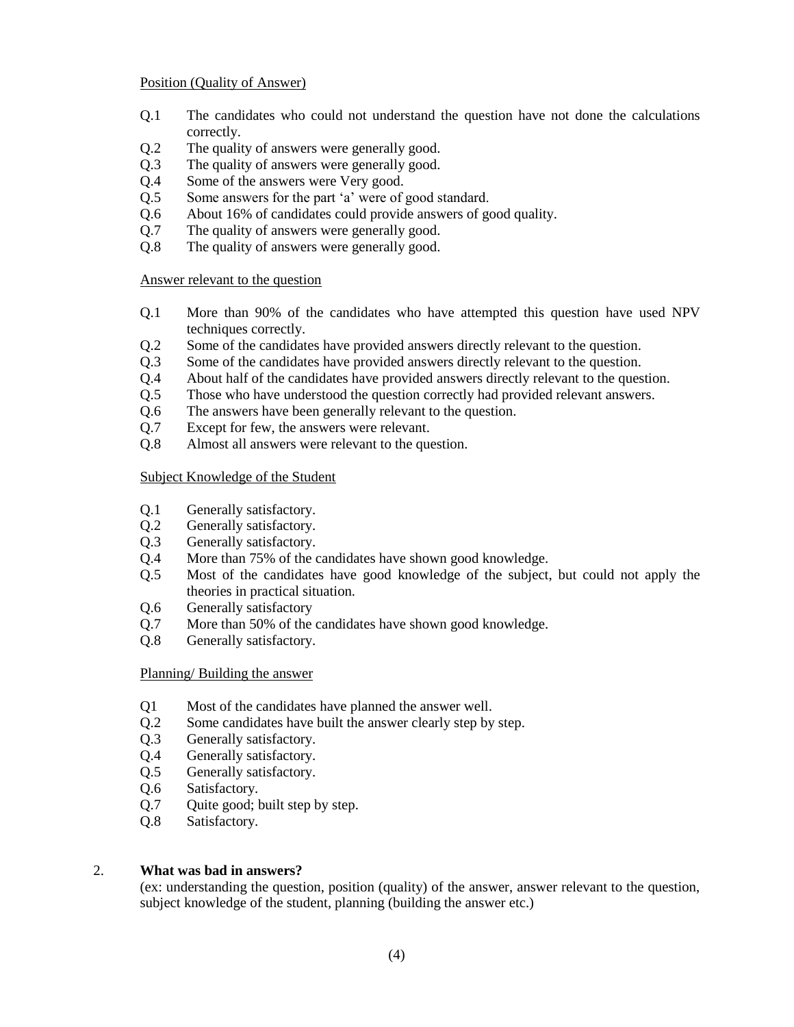Position (Quality of Answer)

- Q.1 The candidates who could not understand the question have not done the calculations correctly.
- Q.2 The quality of answers were generally good.
- Q.3 The quality of answers were generally good.
- Q.4 Some of the answers were Very good.
- Q.5 Some answers for the part 'a' were of good standard.
- Q.6 About 16% of candidates could provide answers of good quality.
- Q.7 The quality of answers were generally good.
- Q.8 The quality of answers were generally good.

Answer relevant to the question

- Q.1 More than 90% of the candidates who have attempted this question have used NPV techniques correctly.
- Q.2 Some of the candidates have provided answers directly relevant to the question.
- Q.3 Some of the candidates have provided answers directly relevant to the question.
- Q.4 About half of the candidates have provided answers directly relevant to the question.
- Q.5 Those who have understood the question correctly had provided relevant answers.
- Q.6 The answers have been generally relevant to the question.
- Q.7 Except for few, the answers were relevant.
- Q.8 Almost all answers were relevant to the question.

Subject Knowledge of the Student

- Q.1 Generally satisfactory.
- Q.2 Generally satisfactory.
- Q.3 Generally satisfactory.
- Q.4 More than 75% of the candidates have shown good knowledge.
- Q.5 Most of the candidates have good knowledge of the subject, but could not apply the theories in practical situation.
- Q.6 Generally satisfactory
- Q.7 More than 50% of the candidates have shown good knowledge.
- Q.8 Generally satisfactory.

Planning/ Building the answer

- Q1 Most of the candidates have planned the answer well.
- Q.2 Some candidates have built the answer clearly step by step.
- Q.3 Generally satisfactory.
- Q.4 Generally satisfactory.
- Q.5 Generally satisfactory.
- Q.6 Satisfactory.
- Q.7 Quite good; built step by step.
- Q.8 Satisfactory.

2. **What was bad in answers?**

(ex: understanding the question, position (quality) of the answer, answer relevant to the question, subject knowledge of the student, planning (building the answer etc.)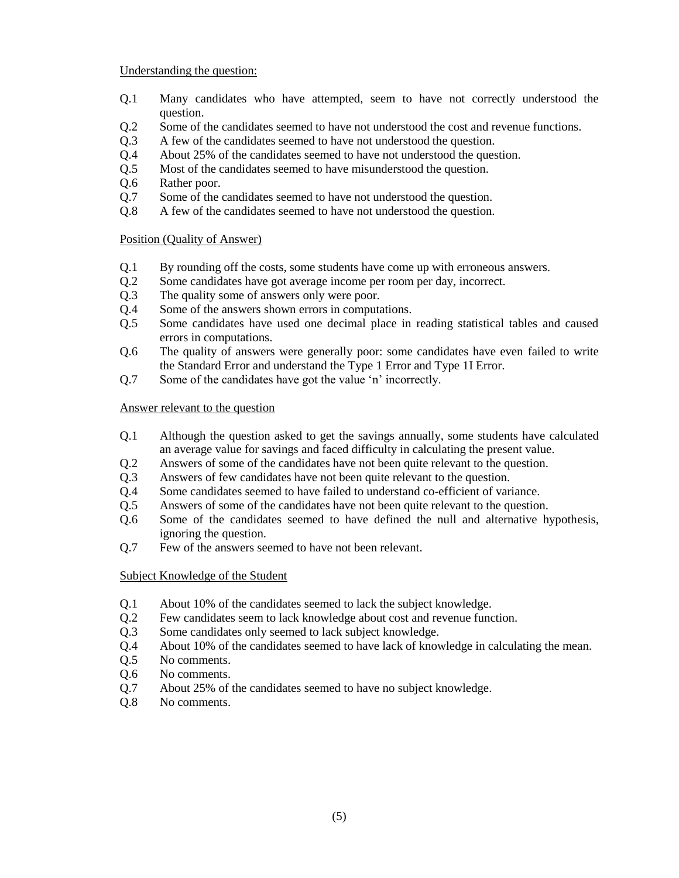Understanding the question:

- Q.1 Many candidates who have attempted, seem to have not correctly understood the question.
- Q.2 Some of the candidates seemed to have not understood the cost and revenue functions.
- Q.3 A few of the candidates seemed to have not understood the question.
- Q.4 About 25% of the candidates seemed to have not understood the question.
- Q.5 Most of the candidates seemed to have misunderstood the question.
- Q.6 Rather poor.
- Q.7 Some of the candidates seemed to have not understood the question.
- Q.8 A few of the candidates seemed to have not understood the question.

Position (Quality of Answer)

- Q.1 By rounding off the costs, some students have come up with erroneous answers.
- Q.2 Some candidates have got average income per room per day, incorrect.
- Q.3 The quality some of answers only were poor.
- Q.4 Some of the answers shown errors in computations.
- Q.5 Some candidates have used one decimal place in reading statistical tables and caused errors in computations.
- Q.6 The quality of answers were generally poor: some candidates have even failed to write the Standard Error and understand the Type 1 Error and Type 1I Error.
- Q.7 Some of the candidates have got the value 'n' incorrectly.

Answer relevant to the question

- Q.1 Although the question asked to get the savings annually, some students have calculated an average value for savings and faced difficulty in calculating the present value.
- Q.2 Answers of some of the candidates have not been quite relevant to the question.
- Q.3 Answers of few candidates have not been quite relevant to the question.
- Q.4 Some candidates seemed to have failed to understand co-efficient of variance.
- Q.5 Answers of some of the candidates have not been quite relevant to the question.
- Q.6 Some of the candidates seemed to have defined the null and alternative hypothesis, ignoring the question.
- Q.7 Few of the answers seemed to have not been relevant.

Subject Knowledge of the Student

- Q.1 About 10% of the candidates seemed to lack the subject knowledge.
- Q.2 Few candidates seem to lack knowledge about cost and revenue function.
- Q.3 Some candidates only seemed to lack subject knowledge.
- Q.4 About 10% of the candidates seemed to have lack of knowledge in calculating the mean.
- Q.5 No comments.
- Q.6 No comments.
- Q.7 About 25% of the candidates seemed to have no subject knowledge.
- Q.8 No comments.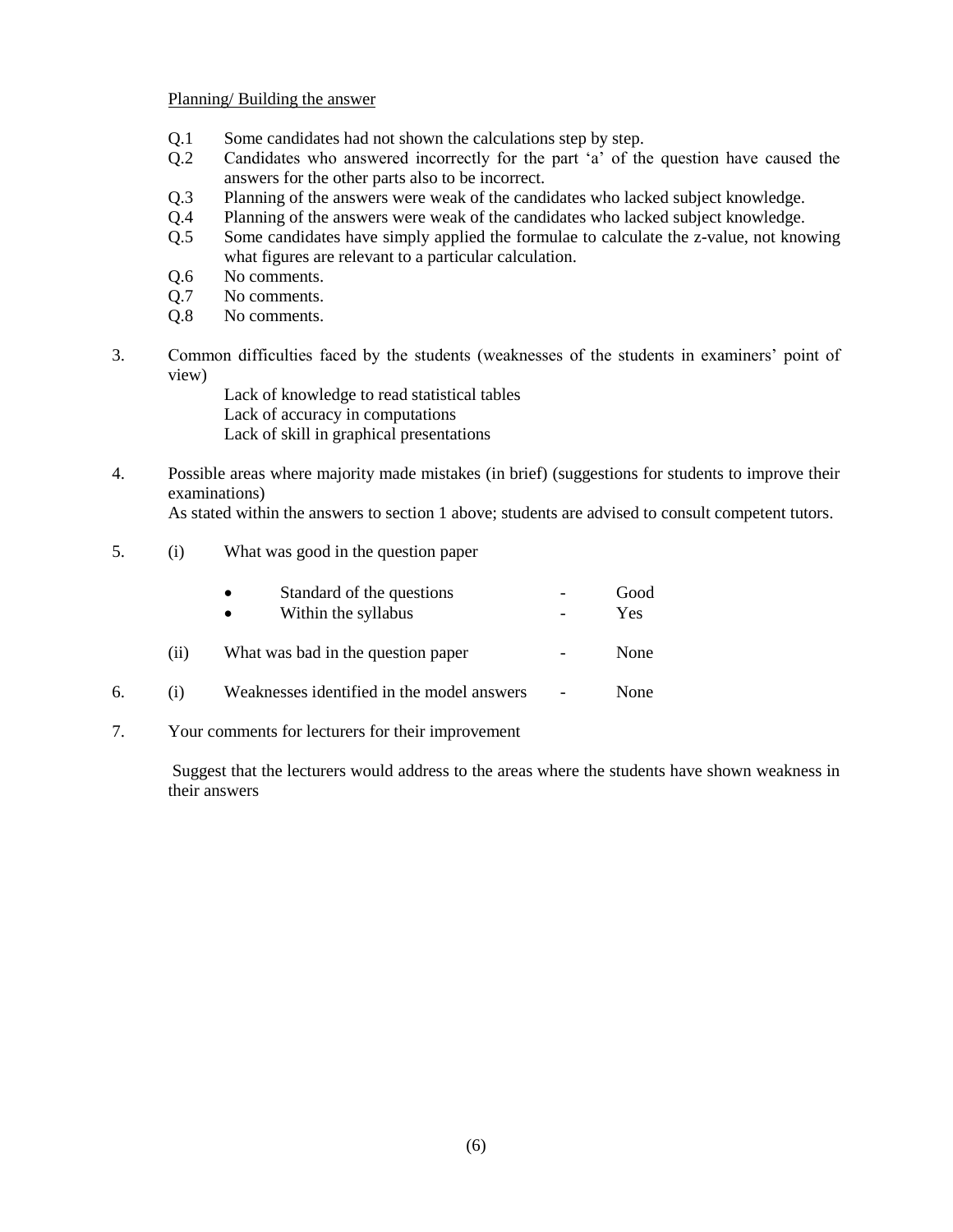<u>Planning/ Building the answer</u>

- Q.1 Some candidates had not shown the calculations step by step.
- Q.2 Candidates who answered incorrectly for the part 'a' of the question have caused the answers for the other parts also to be incorrect.
- Q.3 Planning of the answers were weak of the candidates who lacked subject knowledge.
- Q.4 Planning of the answers were weak of the candidates who lacked subject knowledge.
- Q.5 Some candidates have simply applied the formulae to calculate the z-value, not knowing what figures are relevant to a particular calculation.
- Q.6 No comments.
- Q.7 No comments.
- Q.8 No comments.

3. Common difficulties faced by the students (weaknesses of the students in examiners' point of view)

   Lack of knowledge to read statistical tables
   Lack of accuracy in computations
   Lack of skill in graphical presentations

4. Possible areas where majority made mistakes (in brief) (suggestions for students to improve their examinations)

   As stated within the answers to section 1 above; students are advised to consult competent tutors.

5. (i) What was good in the question paper

   - Standard of the questions - Good
   - Within the syllabus - Yes

   (ii) What was bad in the question paper - None

6. (i) Weaknesses identified in the model answers - None

7. Your comments for lecturers for their improvement

   Suggest that the lecturers would address to the areas where the students have shown weakness in their answers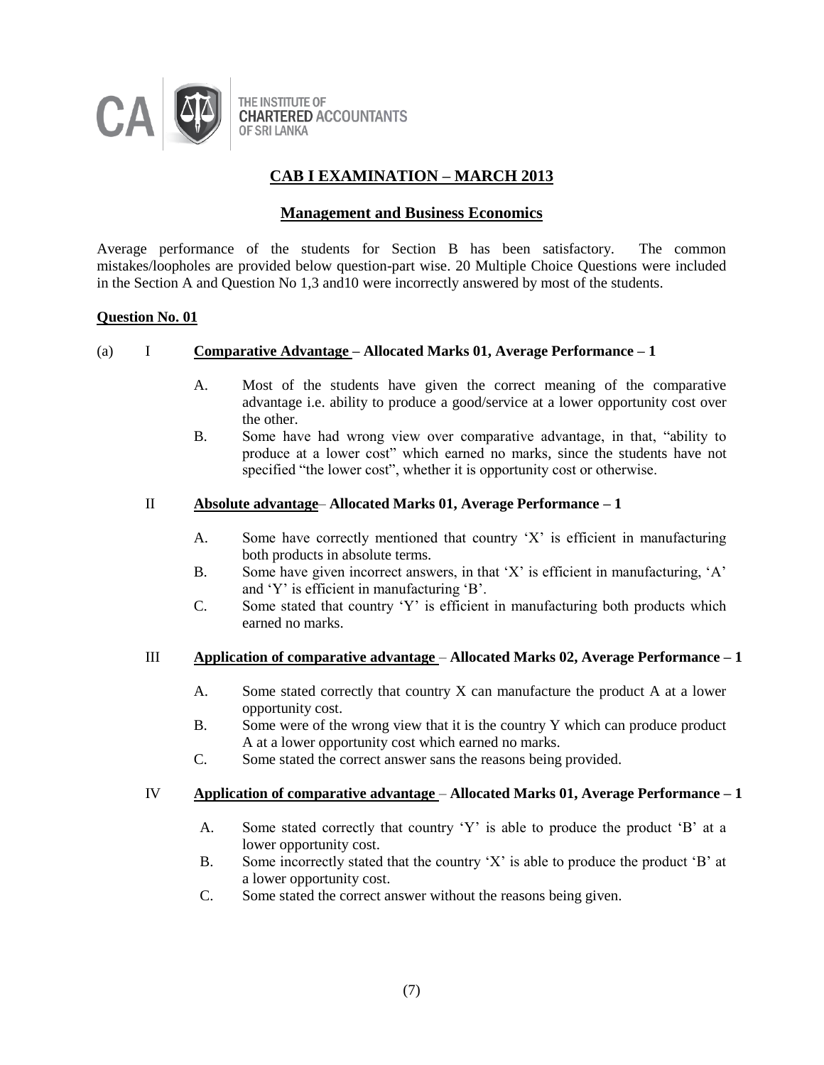THE INSTITUTE OF
**CHARTERED ACCOUNTANTS**
OF SRI LANKA

# CAB I EXAMINATION – MARCH 2013

## Management and Business Economics

Average performance of the students for Section B has been satisfactory. The common mistakes/loopholes are provided below question-part wise. 20 Multiple Choice Questions were included in the Section A and Question No 1,3 and10 were incorrectly answered by most of the students.

### Question No. 01

(a) I **Comparative Advantage – Allocated Marks 01, Average Performance – 1**

A. Most of the students have given the correct meaning of the comparative advantage i.e. ability to produce a good/service at a lower opportunity cost over the other.

B. Some have had wrong view over comparative advantage, in that, "ability to produce at a lower cost" which earned no marks, since the students have not specified "the lower cost", whether it is opportunity cost or otherwise.

II **Absolute advantage– Allocated Marks 01, Average Performance – 1**

A. Some have correctly mentioned that country 'X' is efficient in manufacturing both products in absolute terms.

B. Some have given incorrect answers, in that 'X' is efficient in manufacturing, 'A' and 'Y' is efficient in manufacturing 'B'.

C. Some stated that country 'Y' is efficient in manufacturing both products which earned no marks.

III **Application of comparative advantage – Allocated Marks 02, Average Performance – 1**

A. Some stated correctly that country X can manufacture the product A at a lower opportunity cost.

B. Some were of the wrong view that it is the country Y which can produce product A at a lower opportunity cost which earned no marks.

C. Some stated the correct answer sans the reasons being provided.

IV **Application of comparative advantage – Allocated Marks 01, Average Performance – 1**

A. Some stated correctly that country 'Y' is able to produce the product 'B' at a lower opportunity cost.

B. Some incorrectly stated that the country 'X' is able to produce the product 'B' at a lower opportunity cost.

C. Some stated the correct answer without the reasons being given.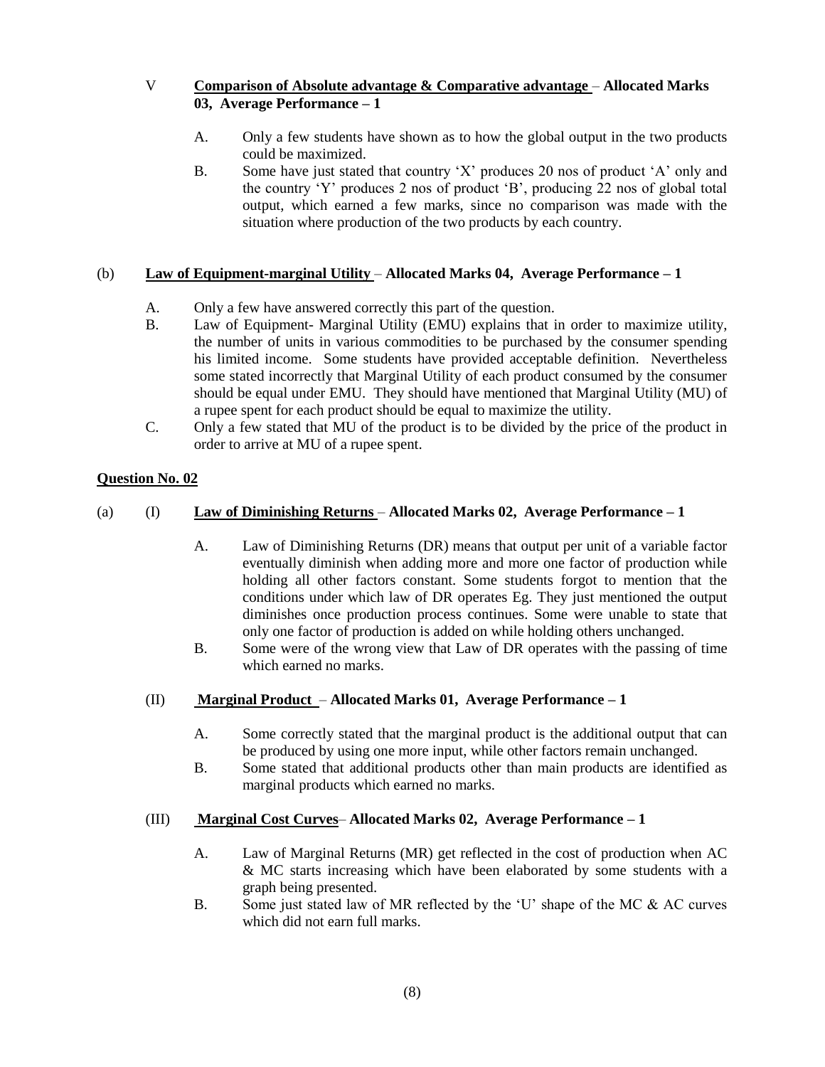V **<u>Comparison of Absolute advantage & Comparative advantage</u>** – **Allocated Marks 03, Average Performance – 1**

A. Only a few students have shown as to how the global output in the two products could be maximized.

B. Some have just stated that country 'X' produces 20 nos of product 'A' only and the country 'Y' produces 2 nos of product 'B', producing 22 nos of global total output, which earned a few marks, since no comparison was made with the situation where production of the two products by each country.

(b) **<u>Law of Equipment-marginal Utility</u>** – **Allocated Marks 04, Average Performance – 1**

A. Only a few have answered correctly this part of the question.

B. Law of Equipment- Marginal Utility (EMU) explains that in order to maximize utility, the number of units in various commodities to be purchased by the consumer spending his limited income. Some students have provided acceptable definition. Nevertheless some stated incorrectly that Marginal Utility of each product consumed by the consumer should be equal under EMU. They should have mentioned that Marginal Utility (MU) of a rupee spent for each product should be equal to maximize the utility.

C. Only a few stated that MU of the product is to be divided by the price of the product in order to arrive at MU of a rupee spent.

**<u>Question No. 02</u>**

(a) (I) **<u>Law of Diminishing Returns</u>** – **Allocated Marks 02, Average Performance – 1**

A. Law of Diminishing Returns (DR) means that output per unit of a variable factor eventually diminish when adding more and more one factor of production while holding all other factors constant. Some students forgot to mention that the conditions under which law of DR operates Eg. They just mentioned the output diminishes once production process continues. Some were unable to state that only one factor of production is added on while holding others unchanged.

B. Some were of the wrong view that Law of DR operates with the passing of time which earned no marks.

(II) **<u>Marginal Product</u>** – **Allocated Marks 01, Average Performance – 1**

A. Some correctly stated that the marginal product is the additional output that can be produced by using one more input, while other factors remain unchanged.

B. Some stated that additional products other than main products are identified as marginal products which earned no marks.

(III) **<u>Marginal Cost Curves</u>**– **Allocated Marks 02, Average Performance – 1**

A. Law of Marginal Returns (MR) get reflected in the cost of production when AC & MC starts increasing which have been elaborated by some students with a graph being presented.

B. Some just stated law of MR reflected by the 'U' shape of the MC & AC curves which did not earn full marks.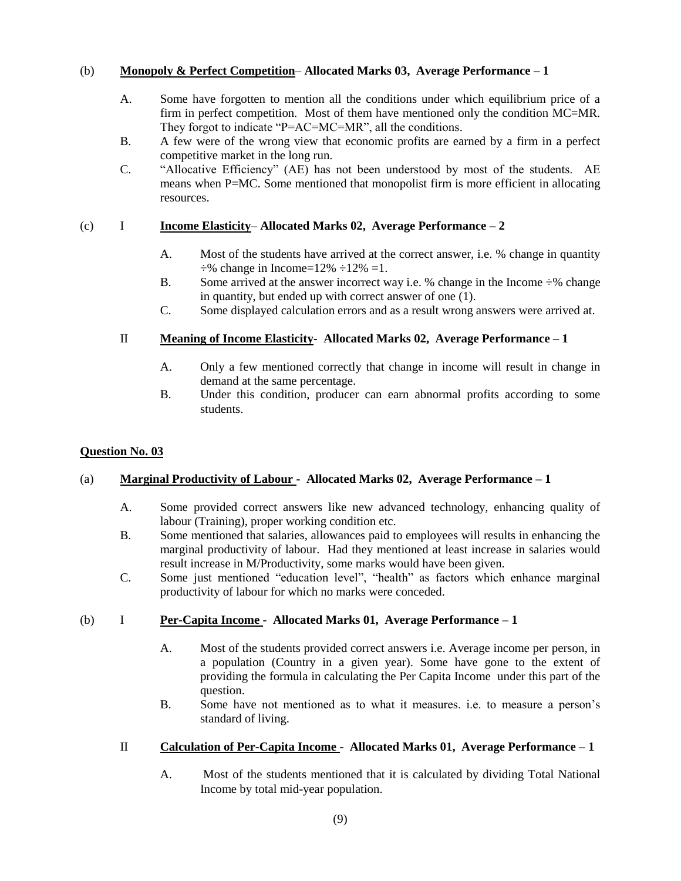(b) **<u>Monopoly & Perfect Competition</u>– Allocated Marks 03, Average Performance – 1**

A. Some have forgotten to mention all the conditions under which equilibrium price of a firm in perfect competition. Most of them have mentioned only the condition MC=MR. They forgot to indicate "P=AC=MC=MR", all the conditions.

B. A few were of the wrong view that economic profits are earned by a firm in a perfect competitive market in the long run.

C. "Allocative Efficiency" (AE) has not been understood by most of the students. AE means when P=MC. Some mentioned that monopolist firm is more efficient in allocating resources.

(c) I **<u>Income Elasticity</u>– Allocated Marks 02, Average Performance – 2**

A. Most of the students have arrived at the correct answer, i.e. % change in quantity ÷% change in Income=12% ÷12% =1.

B. Some arrived at the answer incorrect way i.e. % change in the Income ÷% change in quantity, but ended up with correct answer of one (1).

C. Some displayed calculation errors and as a result wrong answers were arrived at.

II **<u>Meaning of Income Elasticity</u>- Allocated Marks 02, Average Performance – 1**

A. Only a few mentioned correctly that change in income will result in change in demand at the same percentage.

B. Under this condition, producer can earn abnormal profits according to some students.

**<u>Question No. 03</u>**

(a) **<u>Marginal Productivity of Labour</u> - Allocated Marks 02, Average Performance – 1**

A. Some provided correct answers like new advanced technology, enhancing quality of labour (Training), proper working condition etc.

B. Some mentioned that salaries, allowances paid to employees will results in enhancing the marginal productivity of labour. Had they mentioned at least increase in salaries would result increase in M/Productivity, some marks would have been given.

C. Some just mentioned "education level", "health" as factors which enhance marginal productivity of labour for which no marks were conceded.

(b) I **<u>Per-Capita Income</u> - Allocated Marks 01, Average Performance – 1**

A. Most of the students provided correct answers i.e. Average income per person, in a population (Country in a given year). Some have gone to the extent of providing the formula in calculating the Per Capita Income under this part of the question.

B. Some have not mentioned as to what it measures. i.e. to measure a person's standard of living.

II **<u>Calculation of Per-Capita Income</u> - Allocated Marks 01, Average Performance – 1**

A. Most of the students mentioned that it is calculated by dividing Total National Income by total mid-year population.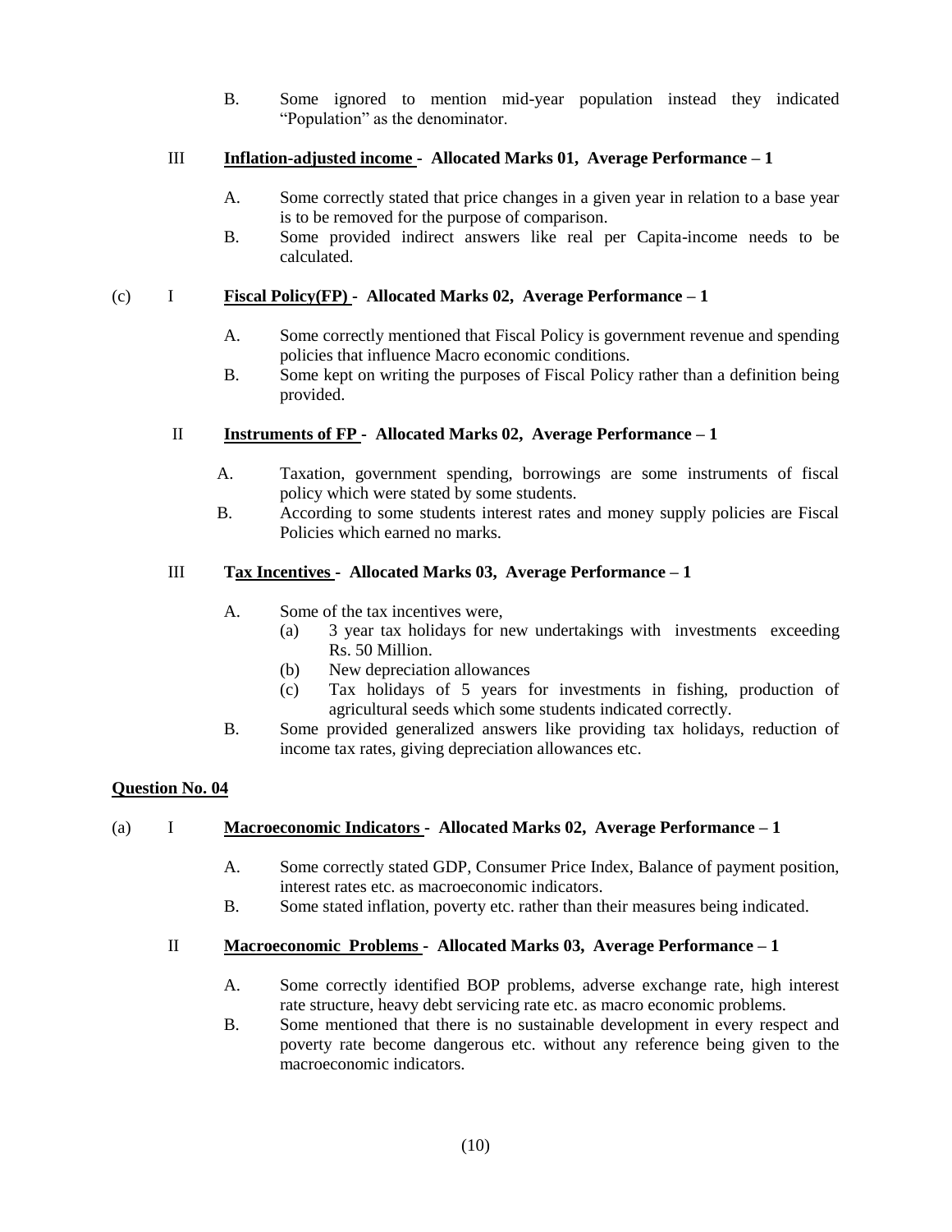B. Some ignored to mention mid-year population instead they indicated "Population" as the denominator.

III **Inflation-adjusted income - Allocated Marks 01, Average Performance – 1**

A. Some correctly stated that price changes in a given year in relation to a base year is to be removed for the purpose of comparison.

B. Some provided indirect answers like real per Capita-income needs to be calculated.

(c) I **Fiscal Policy(FP) - Allocated Marks 02, Average Performance – 1**

A. Some correctly mentioned that Fiscal Policy is government revenue and spending policies that influence Macro economic conditions.

B. Some kept on writing the purposes of Fiscal Policy rather than a definition being provided.

II **Instruments of FP - Allocated Marks 02, Average Performance – 1**

A. Taxation, government spending, borrowings are some instruments of fiscal policy which were stated by some students.

B. According to some students interest rates and money supply policies are Fiscal Policies which earned no marks.

III **Tax Incentives - Allocated Marks 03, Average Performance – 1**

A. Some of the tax incentives were,
   - (a) 3 year tax holidays for new undertakings with investments exceeding Rs. 50 Million.
   - (b) New depreciation allowances
   - (c) Tax holidays of 5 years for investments in fishing, production of agricultural seeds which some students indicated correctly.

B. Some provided generalized answers like providing tax holidays, reduction of income tax rates, giving depreciation allowances etc.

## Question No. 04

(a) I **Macroeconomic Indicators - Allocated Marks 02, Average Performance – 1**

A. Some correctly stated GDP, Consumer Price Index, Balance of payment position, interest rates etc. as macroeconomic indicators.

B. Some stated inflation, poverty etc. rather than their measures being indicated.

II **Macroeconomic Problems - Allocated Marks 03, Average Performance – 1**

A. Some correctly identified BOP problems, adverse exchange rate, high interest rate structure, heavy debt servicing rate etc. as macro economic problems.

B. Some mentioned that there is no sustainable development in every respect and poverty rate become dangerous etc. without any reference being given to the macroeconomic indicators.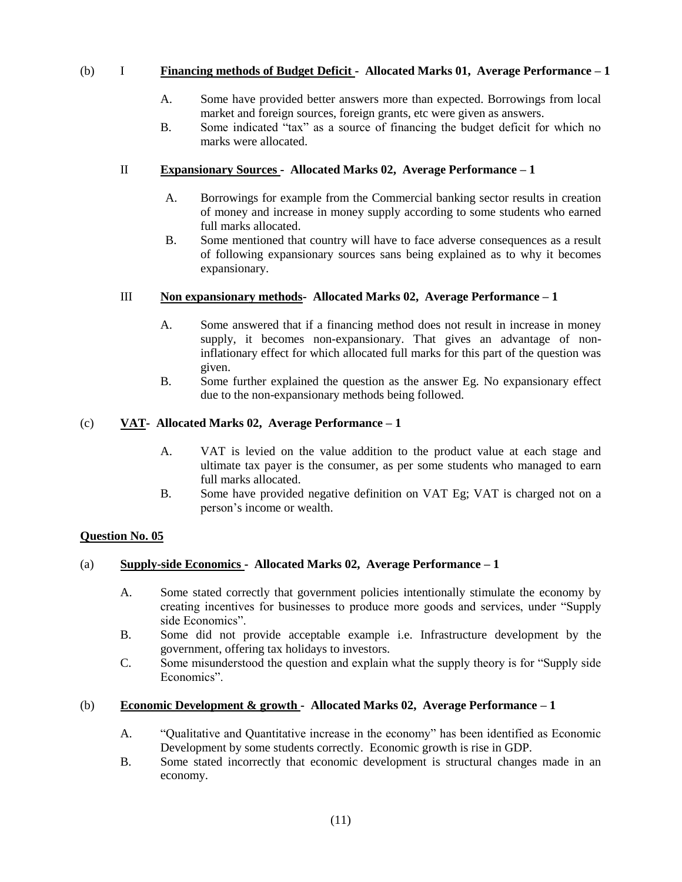(b) I **Financing methods of Budget Deficit - Allocated Marks 01, Average Performance – 1**

A. Some have provided better answers more than expected. Borrowings from local market and foreign sources, foreign grants, etc were given as answers.

B. Some indicated "tax" as a source of financing the budget deficit for which no marks were allocated.

II **Expansionary Sources - Allocated Marks 02, Average Performance – 1**

A. Borrowings for example from the Commercial banking sector results in creation of money and increase in money supply according to some students who earned full marks allocated.

B. Some mentioned that country will have to face adverse consequences as a result of following expansionary sources sans being explained as to why it becomes expansionary.

III **Non expansionary methods- Allocated Marks 02, Average Performance – 1**

A. Some answered that if a financing method does not result in increase in money supply, it becomes non-expansionary. That gives an advantage of non-inflationary effect for which allocated full marks for this part of the question was given.

B. Some further explained the question as the answer Eg. No expansionary effect due to the non-expansionary methods being followed.

(c) **VAT- Allocated Marks 02, Average Performance – 1**

A. VAT is levied on the value addition to the product value at each stage and ultimate tax payer is the consumer, as per some students who managed to earn full marks allocated.

B. Some have provided negative definition on VAT Eg; VAT is charged not on a person's income or wealth.

**Question No. 05**

(a) **Supply-side Economics - Allocated Marks 02, Average Performance – 1**

A. Some stated correctly that government policies intentionally stimulate the economy by creating incentives for businesses to produce more goods and services, under "Supply side Economics".

B. Some did not provide acceptable example i.e. Infrastructure development by the government, offering tax holidays to investors.

C. Some misunderstood the question and explain what the supply theory is for "Supply side Economics".

(b) **Economic Development & growth - Allocated Marks 02, Average Performance – 1**

A. "Qualitative and Quantitative increase in the economy" has been identified as Economic Development by some students correctly. Economic growth is rise in GDP.

B. Some stated incorrectly that economic development is structural changes made in an economy.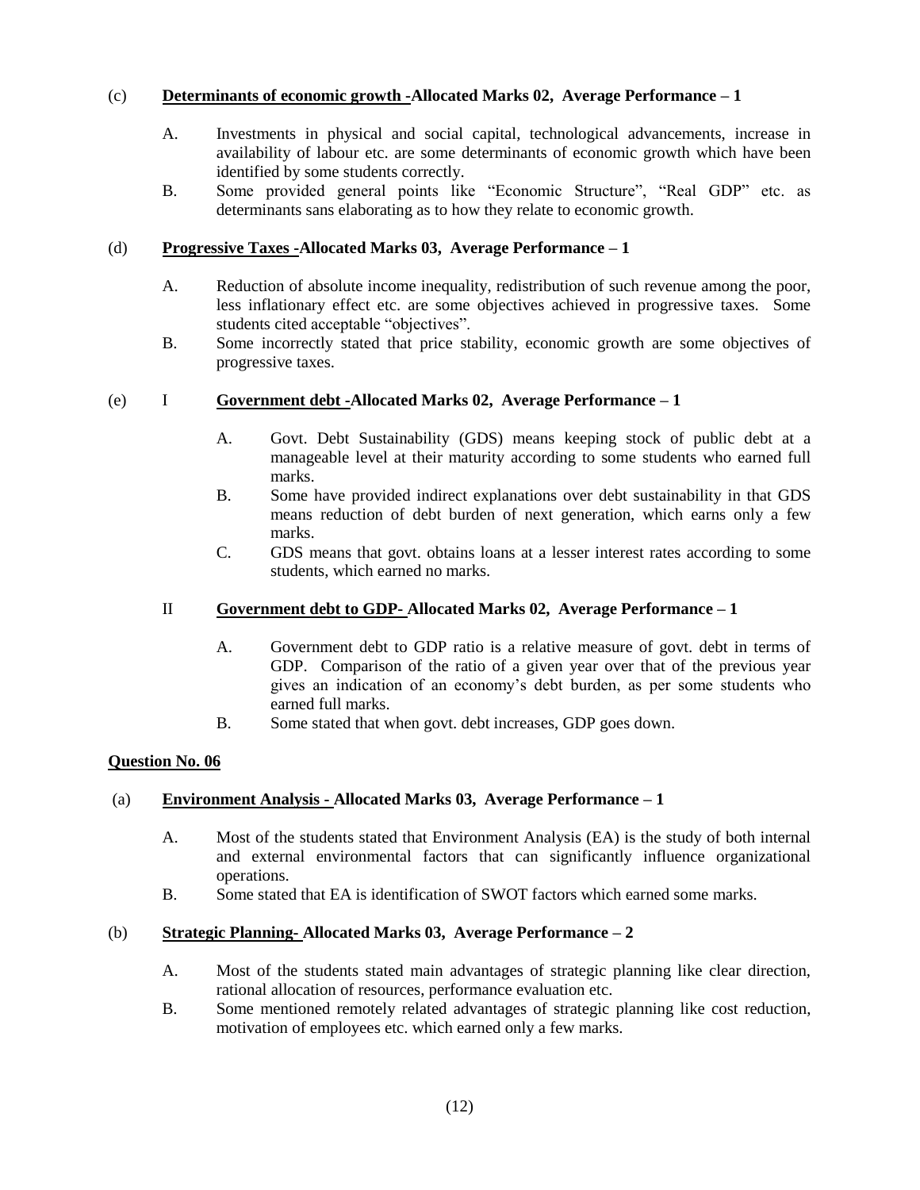(c) **Determinants of economic growth -Allocated Marks 02, Average Performance – 1**

A. Investments in physical and social capital, technological advancements, increase in availability of labour etc. are some determinants of economic growth which have been identified by some students correctly.

B. Some provided general points like "Economic Structure", "Real GDP" etc. as determinants sans elaborating as to how they relate to economic growth.

(d) **Progressive Taxes -Allocated Marks 03, Average Performance – 1**

A. Reduction of absolute income inequality, redistribution of such revenue among the poor, less inflationary effect etc. are some objectives achieved in progressive taxes. Some students cited acceptable "objectives".

B. Some incorrectly stated that price stability, economic growth are some objectives of progressive taxes.

(e) I **Government debt -Allocated Marks 02, Average Performance – 1**

A. Govt. Debt Sustainability (GDS) means keeping stock of public debt at a manageable level at their maturity according to some students who earned full marks.

B. Some have provided indirect explanations over debt sustainability in that GDS means reduction of debt burden of next generation, which earns only a few marks.

C. GDS means that govt. obtains loans at a lesser interest rates according to some students, which earned no marks.

II **Government debt to GDP- Allocated Marks 02, Average Performance – 1**

A. Government debt to GDP ratio is a relative measure of govt. debt in terms of GDP. Comparison of the ratio of a given year over that of the previous year gives an indication of an economy's debt burden, as per some students who earned full marks.

B. Some stated that when govt. debt increases, GDP goes down.

**Question No. 06**

(a) **Environment Analysis - Allocated Marks 03, Average Performance – 1**

A. Most of the students stated that Environment Analysis (EA) is the study of both internal and external environmental factors that can significantly influence organizational operations.

B. Some stated that EA is identification of SWOT factors which earned some marks.

(b) **Strategic Planning- Allocated Marks 03, Average Performance – 2**

A. Most of the students stated main advantages of strategic planning like clear direction, rational allocation of resources, performance evaluation etc.

B. Some mentioned remotely related advantages of strategic planning like cost reduction, motivation of employees etc. which earned only a few marks.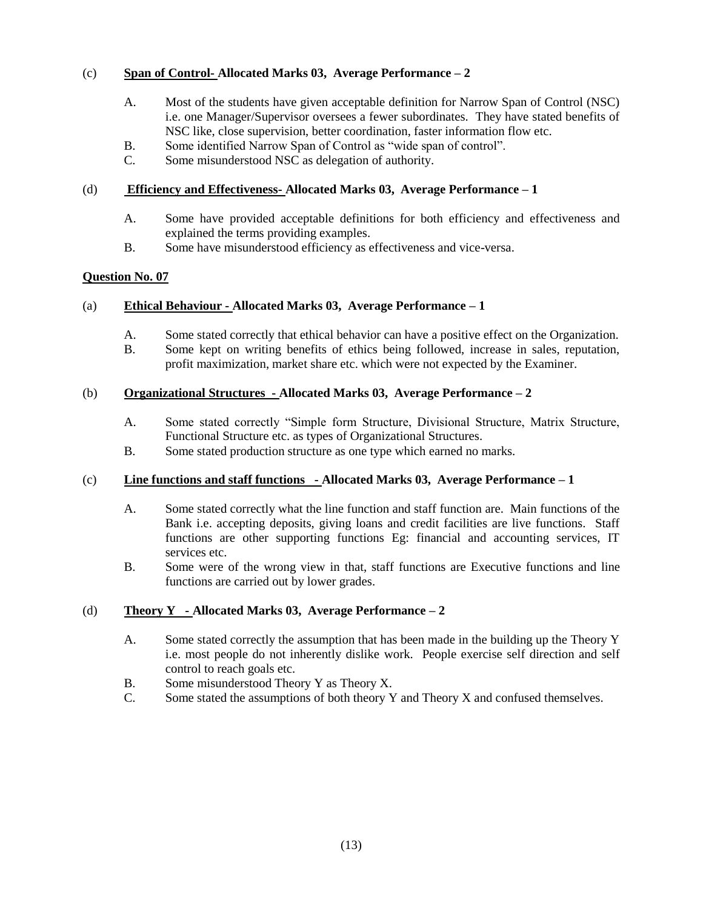(c) **<u>Span of Control-</u> Allocated Marks 03, Average Performance – 2**

A. Most of the students have given acceptable definition for Narrow Span of Control (NSC) i.e. one Manager/Supervisor oversees a fewer subordinates. They have stated benefits of NSC like, close supervision, better coordination, faster information flow etc.

B. Some identified Narrow Span of Control as "wide span of control".

C. Some misunderstood NSC as delegation of authority.

(d) **<u>Efficiency and Effectiveness-</u> Allocated Marks 03, Average Performance – 1**

A. Some have provided acceptable definitions for both efficiency and effectiveness and explained the terms providing examples.

B. Some have misunderstood efficiency as effectiveness and vice-versa.

**<u>Question No. 07</u>**

(a) **<u>Ethical Behaviour -</u> Allocated Marks 03, Average Performance – 1**

A. Some stated correctly that ethical behavior can have a positive effect on the Organization.

B. Some kept on writing benefits of ethics being followed, increase in sales, reputation, profit maximization, market share etc. which were not expected by the Examiner.

(b) **<u>Organizational Structures -</u> Allocated Marks 03, Average Performance – 2**

A. Some stated correctly "Simple form Structure, Divisional Structure, Matrix Structure, Functional Structure etc. as types of Organizational Structures.

B. Some stated production structure as one type which earned no marks.

(c) **<u>Line functions and staff functions -</u> Allocated Marks 03, Average Performance – 1**

A. Some stated correctly what the line function and staff function are. Main functions of the Bank i.e. accepting deposits, giving loans and credit facilities are live functions. Staff functions are other supporting functions Eg: financial and accounting services, IT services etc.

B. Some were of the wrong view in that, staff functions are Executive functions and line functions are carried out by lower grades.

(d) **<u>Theory Y -</u> Allocated Marks 03, Average Performance – 2**

A. Some stated correctly the assumption that has been made in the building up the Theory Y i.e. most people do not inherently dislike work. People exercise self direction and self control to reach goals etc.

B. Some misunderstood Theory Y as Theory X.

C. Some stated the assumptions of both theory Y and Theory X and confused themselves.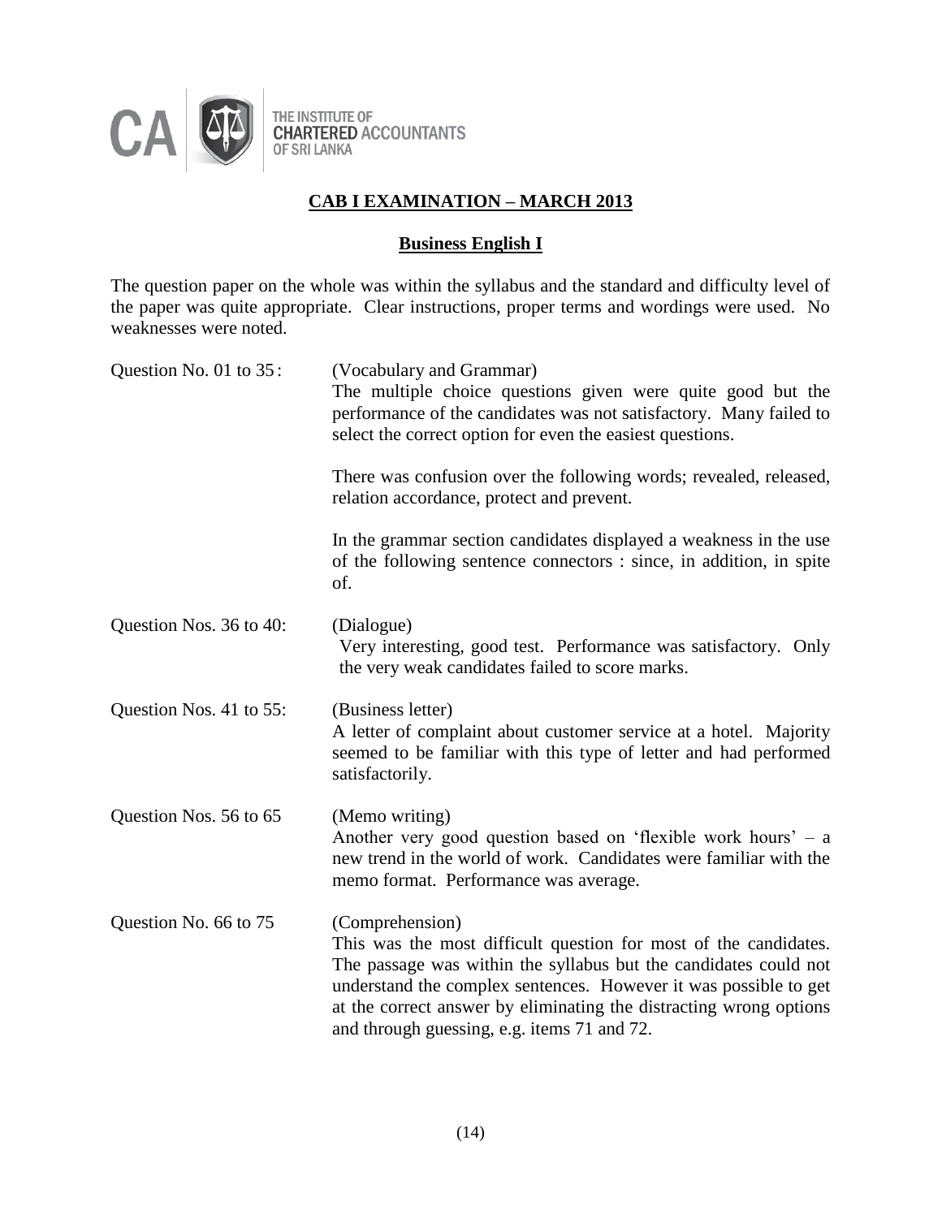THE INSTITUTE OF
**CHARTERED ACCOUNTANTS**
OF SRI LANKA

## CAB I EXAMINATION – MARCH 2013

### Business English I

The question paper on the whole was within the syllabus and the standard and difficulty level of the paper was quite appropriate. Clear instructions, proper terms and wordings were used. No weaknesses were noted.

**Question No. 01 to 35:** (Vocabulary and Grammar)
The multiple choice questions given were quite good but the performance of the candidates was not satisfactory. Many failed to select the correct option for even the easiest questions.

There was confusion over the following words; revealed, released, relation accordance, protect and prevent.

In the grammar section candidates displayed a weakness in the use of the following sentence connectors : since, in addition, in spite of.

**Question Nos. 36 to 40:** (Dialogue)
Very interesting, good test. Performance was satisfactory. Only the very weak candidates failed to score marks.

**Question Nos. 41 to 55:** (Business letter)
A letter of complaint about customer service at a hotel. Majority seemed to be familiar with this type of letter and had performed satisfactorily.

**Question Nos. 56 to 65** (Memo writing)
Another very good question based on 'flexible work hours' – a new trend in the world of work. Candidates were familiar with the memo format. Performance was average.

**Question No. 66 to 75** (Comprehension)
This was the most difficult question for most of the candidates. The passage was within the syllabus but the candidates could not understand the complex sentences. However it was possible to get at the correct answer by eliminating the distracting wrong options and through guessing, e.g. items 71 and 72.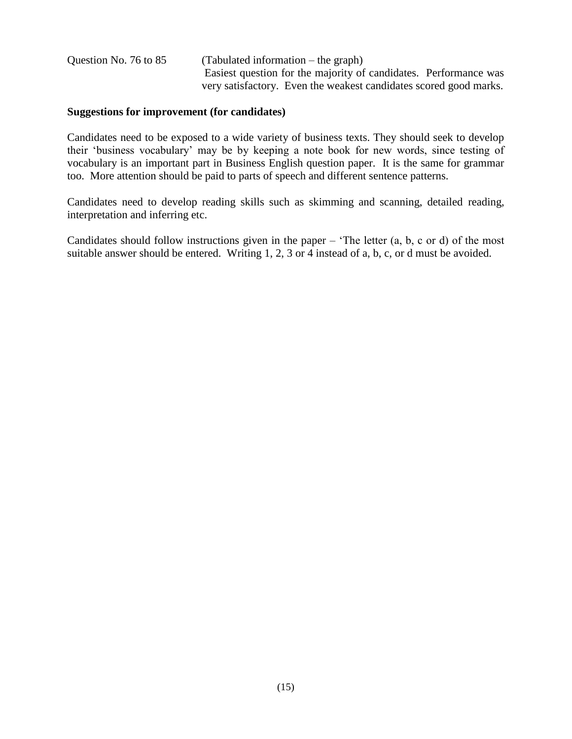Question No. 76 to 85 (Tabulated information – the graph)
Easiest question for the majority of candidates. Performance was very satisfactory. Even the weakest candidates scored good marks.

**Suggestions for improvement (for candidates)**

Candidates need to be exposed to a wide variety of business texts. They should seek to develop their 'business vocabulary' may be by keeping a note book for new words, since testing of vocabulary is an important part in Business English question paper. It is the same for grammar too. More attention should be paid to parts of speech and different sentence patterns.

Candidates need to develop reading skills such as skimming and scanning, detailed reading, interpretation and inferring etc.

Candidates should follow instructions given in the paper – 'The letter (a, b, c or d) of the most suitable answer should be entered. Writing 1, 2, 3 or 4 instead of a, b, c, or d must be avoided.